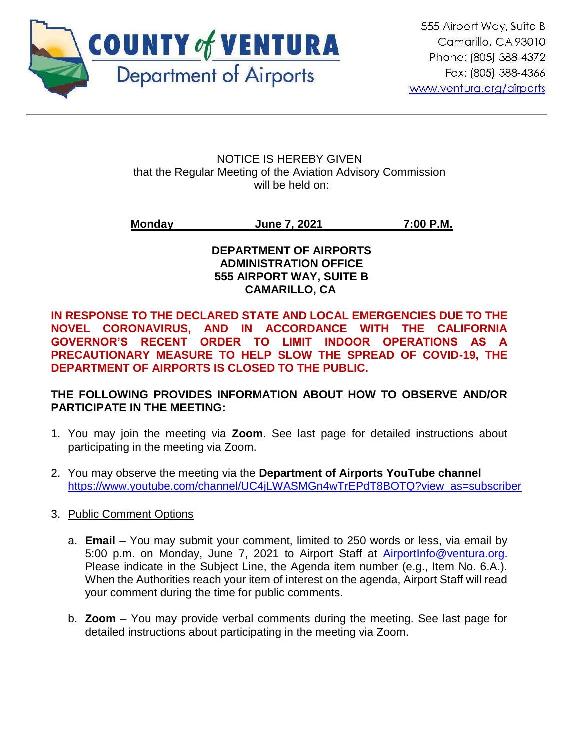**COUNTY of VENTURA**
**Department of Airports**

555 Airport Way, Suite B
Camarillo, CA 93010
Phone: (805) 388-4372
Fax: (805) 388-4366
www.ventura.org/airports

---

NOTICE IS HEREBY GIVEN
that the Regular Meeting of the Aviation Advisory Commission
will be held on:

**Monday June 7, 2021 7:00 P.M.**

**DEPARTMENT OF AIRPORTS**
**ADMINISTRATION OFFICE**
**555 AIRPORT WAY, SUITE B**
**CAMARILLO, CA**

**IN RESPONSE TO THE DECLARED STATE AND LOCAL EMERGENCIES DUE TO THE NOVEL CORONAVIRUS, AND IN ACCORDANCE WITH THE CALIFORNIA GOVERNOR'S RECENT ORDER TO LIMIT INDOOR OPERATIONS AS A PRECAUTIONARY MEASURE TO HELP SLOW THE SPREAD OF COVID-19, THE DEPARTMENT OF AIRPORTS IS CLOSED TO THE PUBLIC.**

**THE FOLLOWING PROVIDES INFORMATION ABOUT HOW TO OBSERVE AND/OR PARTICIPATE IN THE MEETING:**

1. You may join the meeting via **Zoom**. See last page for detailed instructions about participating in the meeting via Zoom.

2. You may observe the meeting via the **Department of Airports YouTube channel** https://www.youtube.com/channel/UC4jLWASMGn4wTrEPdT8BOTQ?view_as=subscriber

3. Public Comment Options

   a. **Email** – You may submit your comment, limited to 250 words or less, via email by 5:00 p.m. on Monday, June 7, 2021 to Airport Staff at AirportInfo@ventura.org. Please indicate in the Subject Line, the Agenda item number (e.g., Item No. 6.A.). When the Authorities reach your item of interest on the agenda, Airport Staff will read your comment during the time for public comments.

   b. **Zoom** – You may provide verbal comments during the meeting. See last page for detailed instructions about participating in the meeting via Zoom.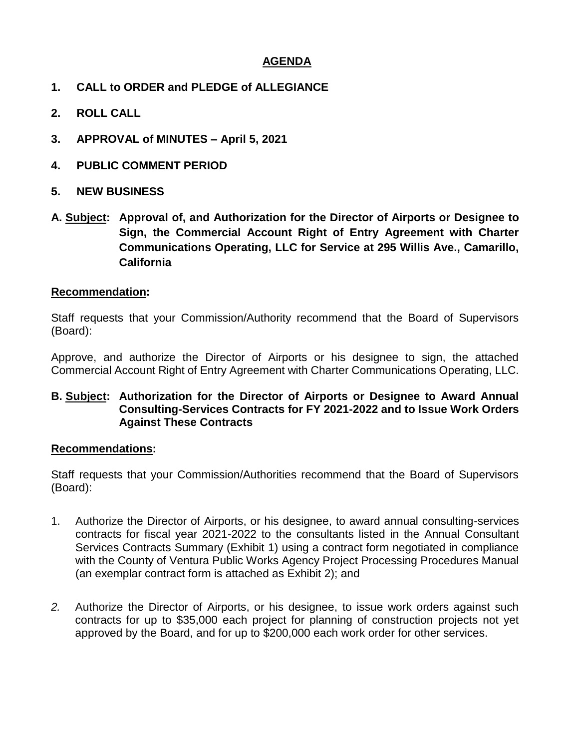## AGENDA

**1. CALL to ORDER and PLEDGE of ALLEGIANCE**

**2. ROLL CALL**

**3. APPROVAL of MINUTES – April 5, 2021**

**4. PUBLIC COMMENT PERIOD**

**5. NEW BUSINESS**

**A. <u>Subject</u>: Approval of, and Authorization for the Director of Airports or Designee to Sign, the Commercial Account Right of Entry Agreement with Charter Communications Operating, LLC for Service at 295 Willis Ave., Camarillo, California**

**<u>Recommendation</u>:**

Staff requests that your Commission/Authority recommend that the Board of Supervisors (Board):

Approve, and authorize the Director of Airports or his designee to sign, the attached Commercial Account Right of Entry Agreement with Charter Communications Operating, LLC.

**B. <u>Subject</u>: Authorization for the Director of Airports or Designee to Award Annual Consulting-Services Contracts for FY 2021-2022 and to Issue Work Orders Against These Contracts**

**<u>Recommendations</u>:**

Staff requests that your Commission/Authorities recommend that the Board of Supervisors (Board):

1. Authorize the Director of Airports, or his designee, to award annual consulting-services contracts for fiscal year 2021-2022 to the consultants listed in the Annual Consultant Services Contracts Summary (Exhibit 1) using a contract form negotiated in compliance with the County of Ventura Public Works Agency Project Processing Procedures Manual (an exemplar contract form is attached as Exhibit 2); and

2. Authorize the Director of Airports, or his designee, to issue work orders against such contracts for up to $35,000 each project for planning of construction projects not yet approved by the Board, and for up to $200,000 each work order for other services.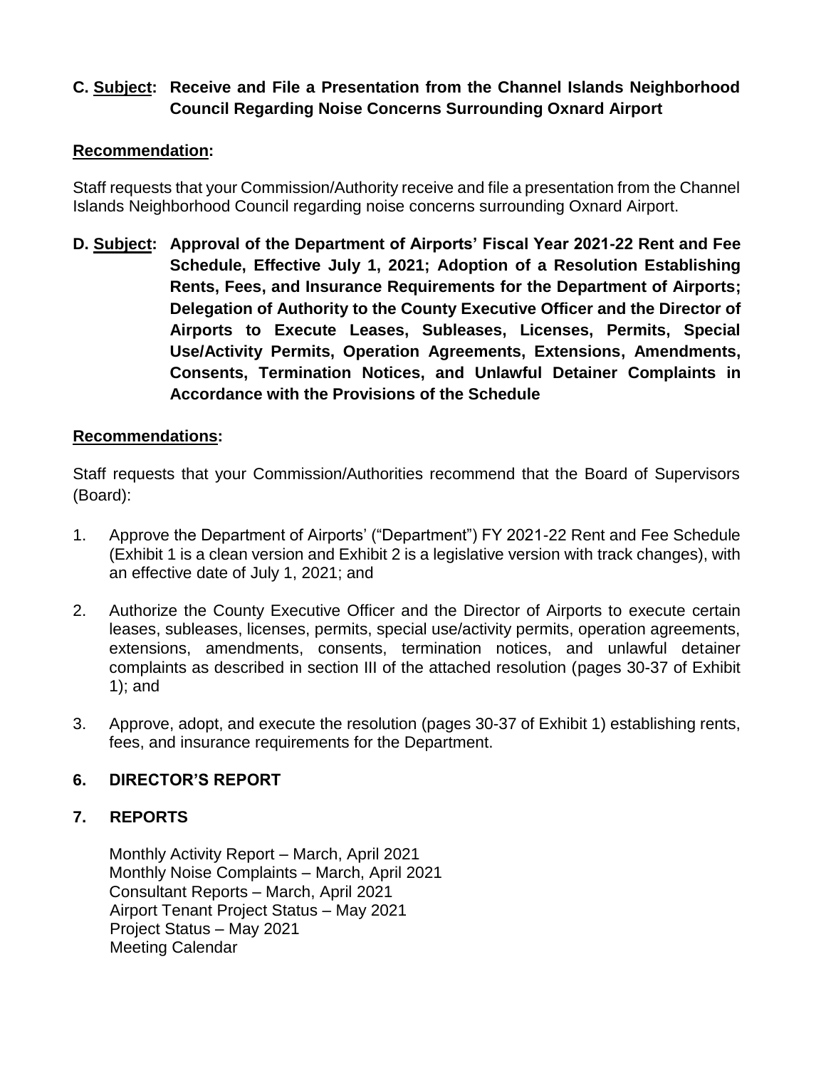**C. <u>Subject</u>: Receive and File a Presentation from the Channel Islands Neighborhood Council Regarding Noise Concerns Surrounding Oxnard Airport**

**<u>Recommendation</u>:**

Staff requests that your Commission/Authority receive and file a presentation from the Channel Islands Neighborhood Council regarding noise concerns surrounding Oxnard Airport.

**D. <u>Subject</u>: Approval of the Department of Airports' Fiscal Year 2021-22 Rent and Fee Schedule, Effective July 1, 2021; Adoption of a Resolution Establishing Rents, Fees, and Insurance Requirements for the Department of Airports; Delegation of Authority to the County Executive Officer and the Director of Airports to Execute Leases, Subleases, Licenses, Permits, Special Use/Activity Permits, Operation Agreements, Extensions, Amendments, Consents, Termination Notices, and Unlawful Detainer Complaints in Accordance with the Provisions of the Schedule**

**<u>Recommendations</u>:**

Staff requests that your Commission/Authorities recommend that the Board of Supervisors (Board):

1. Approve the Department of Airports' ("Department") FY 2021-22 Rent and Fee Schedule (Exhibit 1 is a clean version and Exhibit 2 is a legislative version with track changes), with an effective date of July 1, 2021; and

2. Authorize the County Executive Officer and the Director of Airports to execute certain leases, subleases, licenses, permits, special use/activity permits, operation agreements, extensions, amendments, consents, termination notices, and unlawful detainer complaints as described in section III of the attached resolution (pages 30-37 of Exhibit 1); and

3. Approve, adopt, and execute the resolution (pages 30-37 of Exhibit 1) establishing rents, fees, and insurance requirements for the Department.

## 6. DIRECTOR'S REPORT

## 7. REPORTS

Monthly Activity Report – March, April 2021
Monthly Noise Complaints – March, April 2021
Consultant Reports – March, April 2021
Airport Tenant Project Status – May 2021
Project Status – May 2021
Meeting Calendar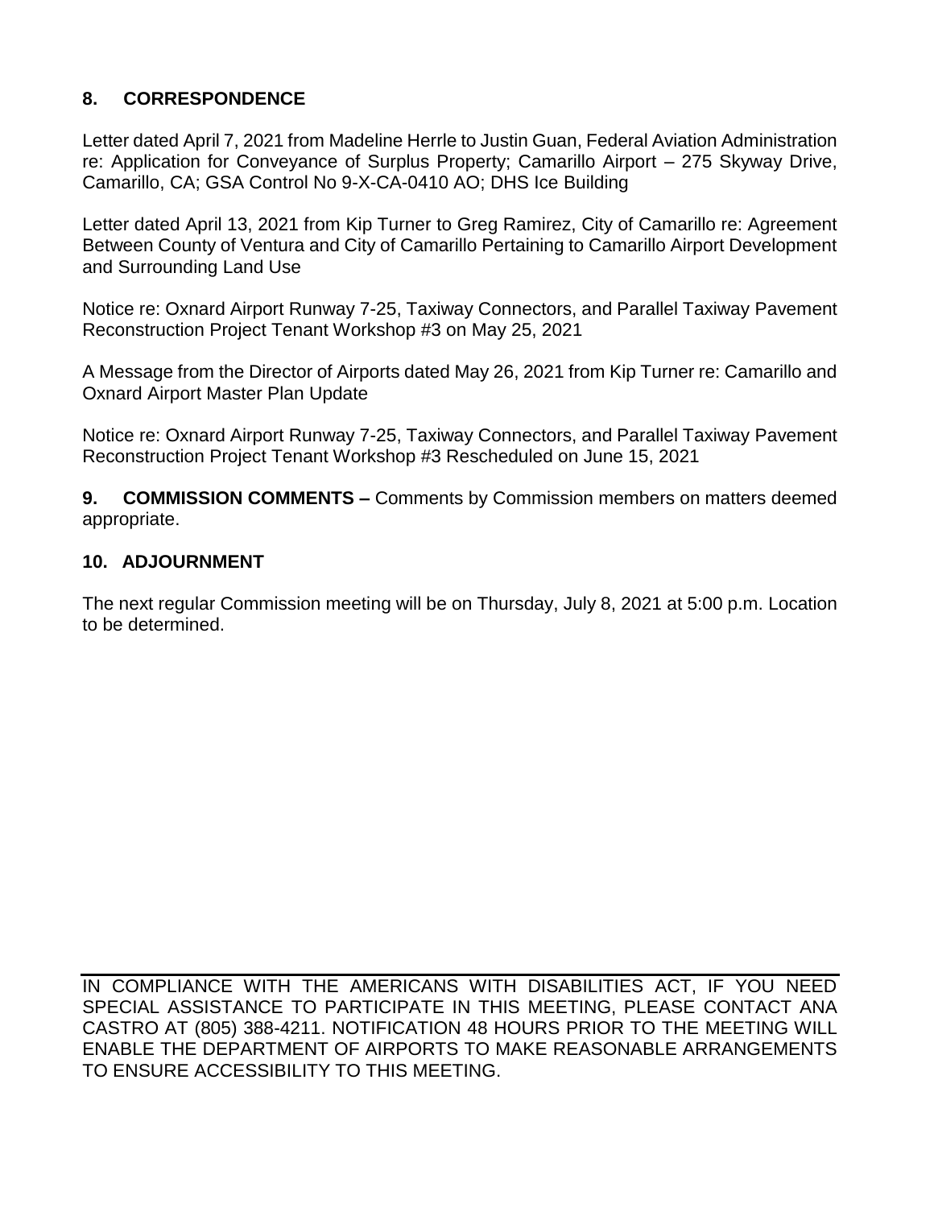## 8. CORRESPONDENCE

Letter dated April 7, 2021 from Madeline Herrle to Justin Guan, Federal Aviation Administration re: Application for Conveyance of Surplus Property; Camarillo Airport – 275 Skyway Drive, Camarillo, CA; GSA Control No 9-X-CA-0410 AO; DHS Ice Building

Letter dated April 13, 2021 from Kip Turner to Greg Ramirez, City of Camarillo re: Agreement Between County of Ventura and City of Camarillo Pertaining to Camarillo Airport Development and Surrounding Land Use

Notice re: Oxnard Airport Runway 7-25, Taxiway Connectors, and Parallel Taxiway Pavement Reconstruction Project Tenant Workshop #3 on May 25, 2021

A Message from the Director of Airports dated May 26, 2021 from Kip Turner re: Camarillo and Oxnard Airport Master Plan Update

Notice re: Oxnard Airport Runway 7-25, Taxiway Connectors, and Parallel Taxiway Pavement Reconstruction Project Tenant Workshop #3 Rescheduled on June 15, 2021

**9. COMMISSION COMMENTS –** Comments by Commission members on matters deemed appropriate.

## 10. ADJOURNMENT

The next regular Commission meeting will be on Thursday, July 8, 2021 at 5:00 p.m. Location to be determined.

IN COMPLIANCE WITH THE AMERICANS WITH DISABILITIES ACT, IF YOU NEED SPECIAL ASSISTANCE TO PARTICIPATE IN THIS MEETING, PLEASE CONTACT ANA CASTRO AT (805) 388-4211. NOTIFICATION 48 HOURS PRIOR TO THE MEETING WILL ENABLE THE DEPARTMENT OF AIRPORTS TO MAKE REASONABLE ARRANGEMENTS TO ENSURE ACCESSIBILITY TO THIS MEETING.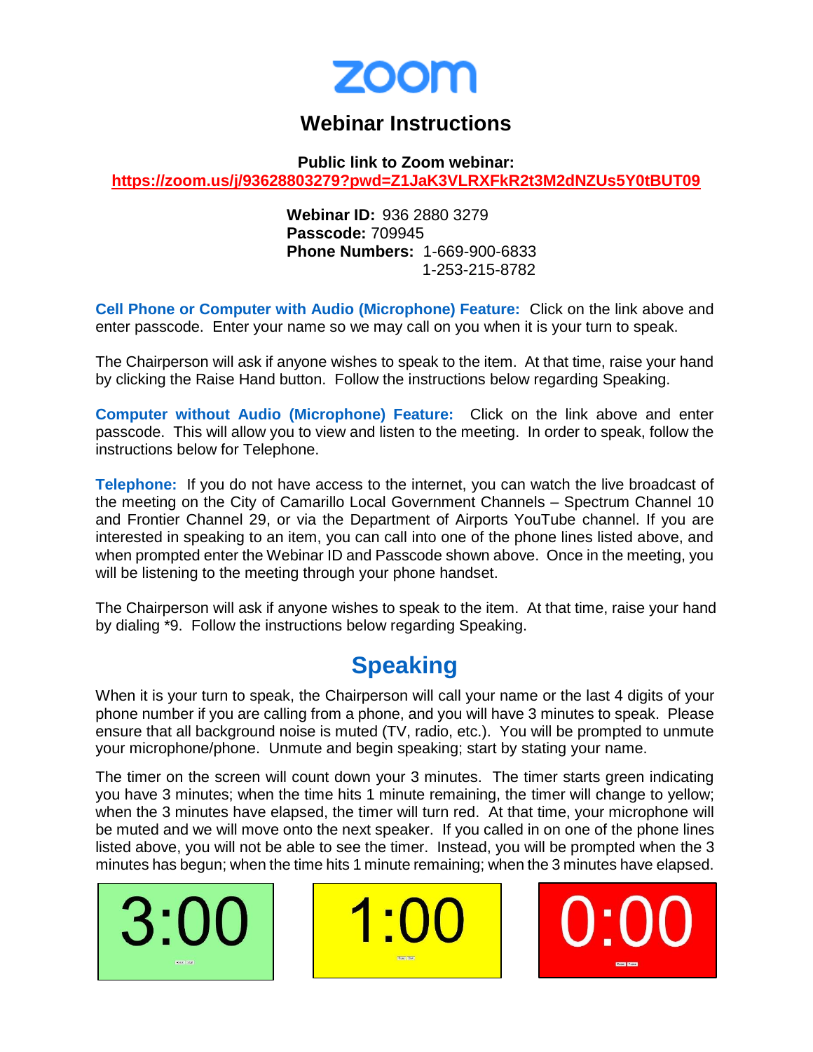zoom

# Webinar Instructions

**Public link to Zoom webinar:**
**https://zoom.us/j/93628803279?pwd=Z1JaK3VLRXFkR2t3M2dNZUs5Y0tBUT09**

**Webinar ID:** 936 2880 3279
**Passcode:** 709945
**Phone Numbers:** 1-669-900-6833
1-253-215-8782

**Cell Phone or Computer with Audio (Microphone) Feature:** Click on the link above and enter passcode. Enter your name so we may call on you when it is your turn to speak.

The Chairperson will ask if anyone wishes to speak to the item. At that time, raise your hand by clicking the Raise Hand button. Follow the instructions below regarding Speaking.

**Computer without Audio (Microphone) Feature:** Click on the link above and enter passcode. This will allow you to view and listen to the meeting. In order to speak, follow the instructions below for Telephone.

**Telephone:** If you do not have access to the internet, you can watch the live broadcast of the meeting on the City of Camarillo Local Government Channels – Spectrum Channel 10 and Frontier Channel 29, or via the Department of Airports YouTube channel. If you are interested in speaking to an item, you can call into one of the phone lines listed above, and when prompted enter the Webinar ID and Passcode shown above. Once in the meeting, you will be listening to the meeting through your phone handset.

The Chairperson will ask if anyone wishes to speak to the item. At that time, raise your hand by dialing *9. Follow the instructions below regarding Speaking.

## Speaking

When it is your turn to speak, the Chairperson will call your name or the last 4 digits of your phone number if you are calling from a phone, and you will have 3 minutes to speak. Please ensure that all background noise is muted (TV, radio, etc.). You will be prompted to unmute your microphone/phone. Unmute and begin speaking; start by stating your name.

The timer on the screen will count down your 3 minutes. The timer starts green indicating you have 3 minutes; when the time hits 1 minute remaining, the timer will change to yellow; when the 3 minutes have elapsed, the timer will turn red. At that time, your microphone will be muted and we will move onto the next speaker. If you called in on one of the phone lines listed above, you will not be able to see the timer. Instead, you will be prompted when the 3 minutes has begun; when the time hits 1 minute remaining; when the 3 minutes have elapsed.

3:00

1:00

0:00